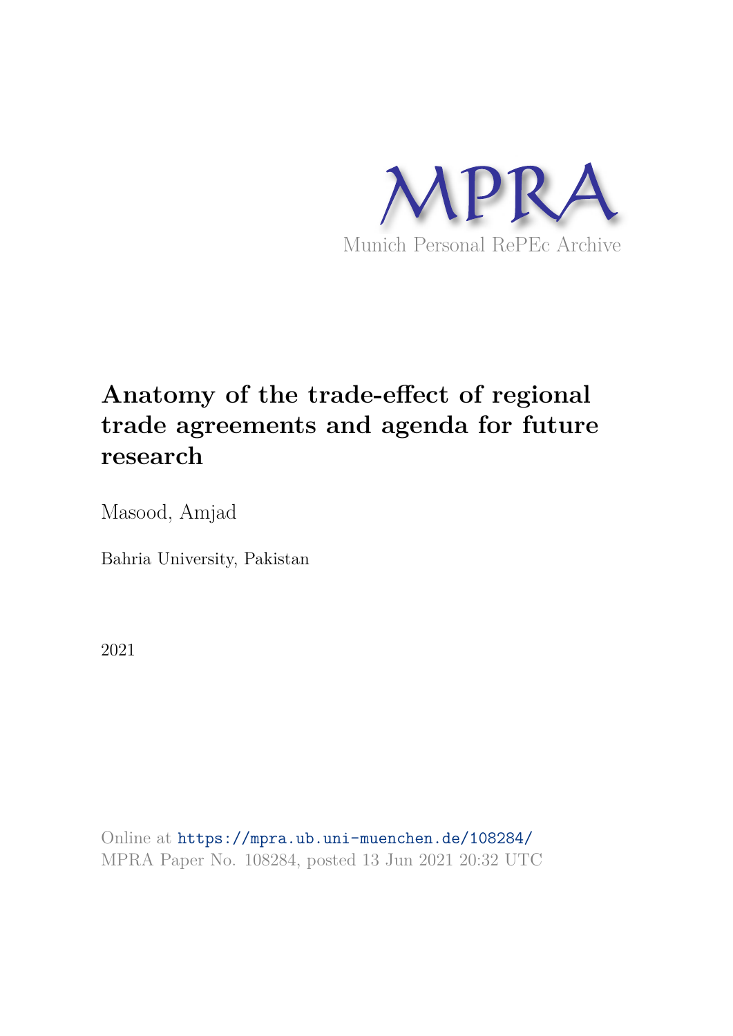MPRA

Munich Personal RePEc Archive

# Anatomy of the trade-effect of regional trade agreements and agenda for future research

Masood, Amjad

Bahria University, Pakistan

2021

Online at https://mpra.ub.uni-muenchen.de/108284/
MPRA Paper No. 108284, posted 13 Jun 2021 20:32 UTC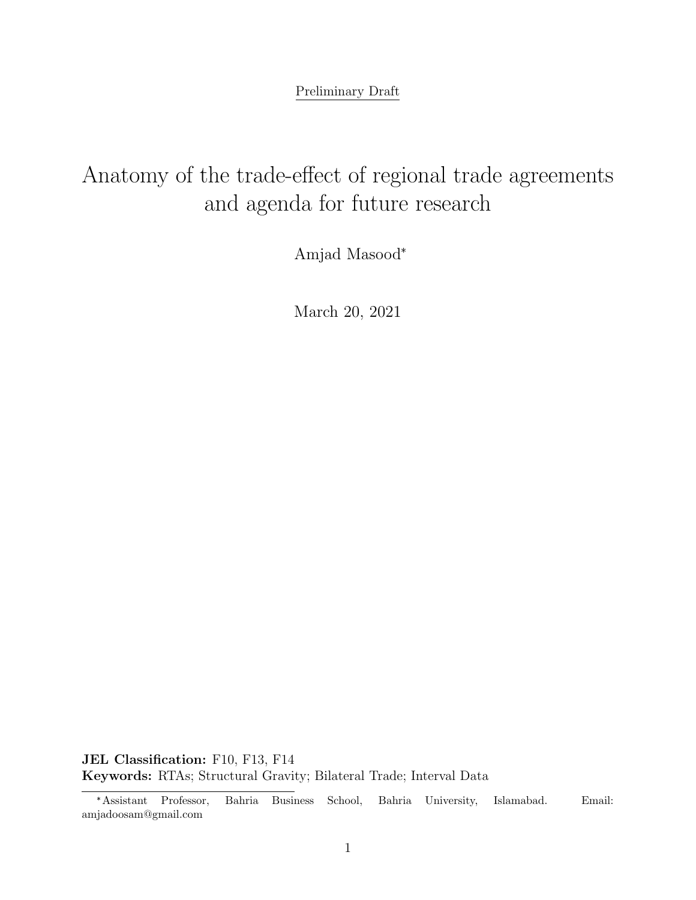Preliminary Draft

# Anatomy of the trade-effect of regional trade agreements and agenda for future research

Amjad Masood[*]

March 20, 2021

**JEL Classification:** F10, F13, F14
**Keywords:** RTAs; Structural Gravity; Bilateral Trade; Interval Data

[*] Assistant Professor, Bahria Business School, Bahria University, Islamabad. Email: amjadoosam@gmail.com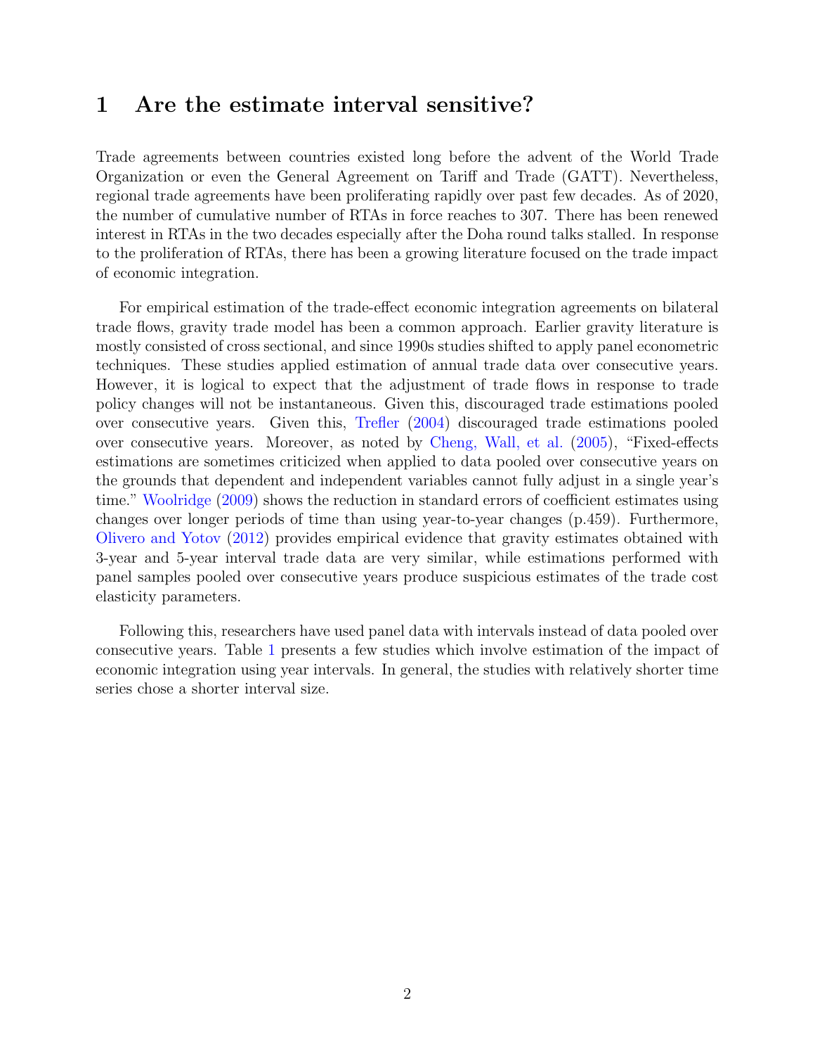# 1 Are the estimate interval sensitive?

Trade agreements between countries existed long before the advent of the World Trade Organization or even the General Agreement on Tariff and Trade (GATT). Nevertheless, regional trade agreements have been proliferating rapidly over past few decades. As of 2020, the number of cumulative number of RTAs in force reaches to 307. There has been renewed interest in RTAs in the two decades especially after the Doha round talks stalled. In response to the proliferation of RTAs, there has been a growing literature focused on the trade impact of economic integration.

For empirical estimation of the trade-effect economic integration agreements on bilateral trade flows, gravity trade model has been a common approach. Earlier gravity literature is mostly consisted of cross sectional, and since 1990s studies shifted to apply panel econometric techniques. These studies applied estimation of annual trade data over consecutive years. However, it is logical to expect that the adjustment of trade flows in response to trade policy changes will not be instantaneous. Given this, discouraged trade estimations pooled over consecutive years. Given this, Trefler (2004) discouraged trade estimations pooled over consecutive years. Moreover, as noted by Cheng, Wall, et al. (2005), "Fixed-effects estimations are sometimes criticized when applied to data pooled over consecutive years on the grounds that dependent and independent variables cannot fully adjust in a single year's time." Woolridge (2009) shows the reduction in standard errors of coefficient estimates using changes over longer periods of time than using year-to-year changes (p.459). Furthermore, Olivero and Yotov (2012) provides empirical evidence that gravity estimates obtained with 3-year and 5-year interval trade data are very similar, while estimations performed with panel samples pooled over consecutive years produce suspicious estimates of the trade cost elasticity parameters.

Following this, researchers have used panel data with intervals instead of data pooled over consecutive years. Table 1 presents a few studies which involve estimation of the impact of economic integration using year intervals. In general, the studies with relatively shorter time series chose a shorter interval size.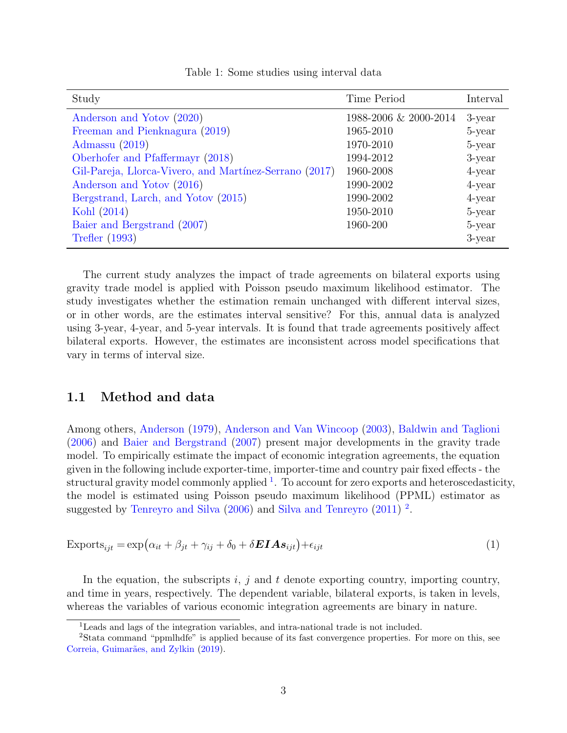Table 1: Some studies using interval data

| Study | Time Period | Interval |
|---|---|---|
| Anderson and Yotov (2020) | 1988-2006 & 2000-2014 | 3-year |
| Freeman and Pienknagura (2019) | 1965-2010 | 5-year |
| Admassu (2019) | 1970-2010 | 5-year |
| Oberhofer and Pfaffermayr (2018) | 1994-2012 | 3-year |
| Gil-Pareja, Llorca-Vivero, and Martínez-Serrano (2017) | 1960-2008 | 4-year |
| Anderson and Yotov (2016) | 1990-2002 | 4-year |
| Bergstrand, Larch, and Yotov (2015) | 1990-2002 | 4-year |
| Kohl (2014) | 1950-2010 | 5-year |
| Baier and Bergstrand (2007) | 1960-200 | 5-year |
| Trefler (1993) | | 3-year |

The current study analyzes the impact of trade agreements on bilateral exports using gravity trade model is applied with Poisson pseudo maximum likelihood estimator. The study investigates whether the estimation remain unchanged with different interval sizes, or in other words, are the estimates interval sensitive? For this, annual data is analyzed using 3-year, 4-year, and 5-year intervals. It is found that trade agreements positively affect bilateral exports. However, the estimates are inconsistent across model specifications that vary in terms of interval size.

## 1.1 Method and data

Among others, Anderson (1979), Anderson and Van Wincoop (2003), Baldwin and Taglioni (2006) and Baier and Bergstrand (2007) present major developments in the gravity trade model. To empirically estimate the impact of economic integration agreements, the equation given in the following include exporter-time, importer-time and country pair fixed effects - the structural gravity model commonly applied [1]. To account for zero exports and heteroscedasticity, the model is estimated using Poisson pseudo maximum likelihood (PPML) estimator as suggested by Tenreyro and Silva (2006) and Silva and Tenreyro (2011) [2].

$$\text{Exports}_{ijt} = \exp\big(\alpha_{it} + \beta_{jt} + \gamma_{ij} + \delta_0 + \delta \boldsymbol{EIAs}_{ijt}\big) + \epsilon_{ijt} \tag{1}$$

In the equation, the subscripts $i$, $j$ and $t$ denote exporting country, importing country, and time in years, respectively. The dependent variable, bilateral exports, is taken in levels, whereas the variables of various economic integration agreements are binary in nature.

[1] Leads and lags of the integration variables, and intra-national trade is not included.

[2] Stata command "ppmlhdfe" is applied because of its fast convergence properties. For more on this, see Correia, Guimarães, and Zylkin (2019).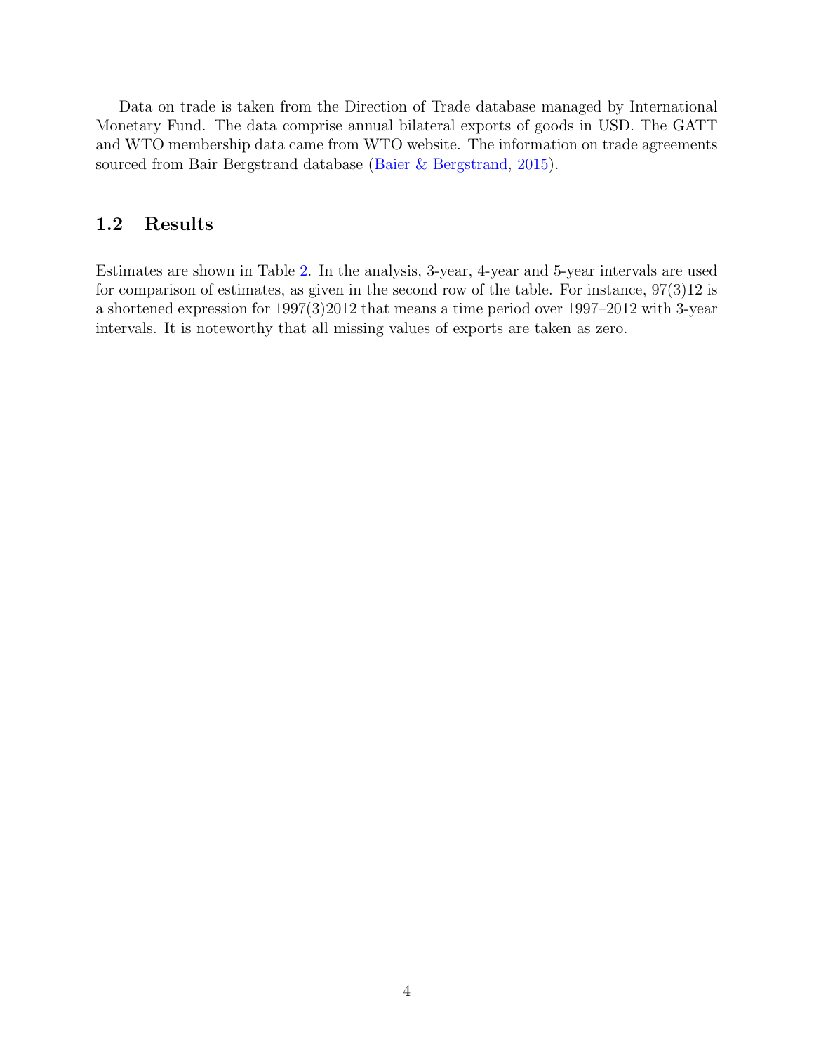Data on trade is taken from the Direction of Trade database managed by International Monetary Fund. The data comprise annual bilateral exports of goods in USD. The GATT and WTO membership data came from WTO website. The information on trade agreements sourced from Bair Bergstrand database (Baier & Bergstrand, 2015).

### 1.2 Results

Estimates are shown in Table 2. In the analysis, 3-year, 4-year and 5-year intervals are used for comparison of estimates, as given in the second row of the table. For instance, 97(3)12 is a shortened expression for 1997(3)2012 that means a time period over 1997–2012 with 3-year intervals. It is noteworthy that all missing values of exports are taken as zero.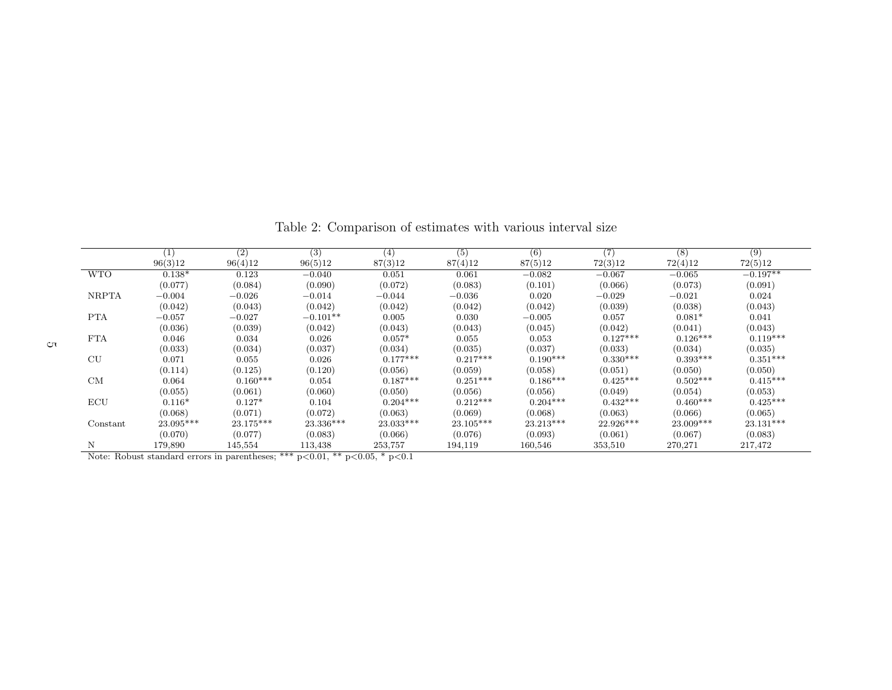Table 2: Comparison of estimates with various interval size

| | (1) | (2) | (3) | (4) | (5) | (6) | (7) | (8) | (9) |
|---|---|---|---|---|---|---|---|---|---|
| | 96(3)12 | 96(4)12 | 96(5)12 | 87(3)12 | 87(4)12 | 87(5)12 | 72(3)12 | 72(4)12 | 72(5)12 |
| WTO | 0.138* | 0.123 | −0.040 | 0.051 | 0.061 | −0.082 | −0.067 | −0.065 | −0.197** |
| | (0.077) | (0.084) | (0.090) | (0.072) | (0.083) | (0.101) | (0.066) | (0.073) | (0.091) |
| NRPTA | −0.004 | −0.026 | −0.014 | −0.044 | −0.036 | 0.020 | −0.029 | −0.021 | 0.024 |
| | (0.042) | (0.043) | (0.042) | (0.042) | (0.042) | (0.042) | (0.039) | (0.038) | (0.043) |
| PTA | −0.057 | −0.027 | −0.101** | 0.005 | 0.030 | −0.005 | 0.057 | 0.081* | 0.041 |
| | (0.036) | (0.039) | (0.042) | (0.043) | (0.043) | (0.045) | (0.042) | (0.041) | (0.043) |
| FTA | 0.046 | 0.034 | 0.026 | 0.057* | 0.055 | 0.053 | 0.127*** | 0.126*** | 0.119*** |
| | (0.033) | (0.034) | (0.037) | (0.034) | (0.035) | (0.037) | (0.033) | (0.034) | (0.035) |
| CU | 0.071 | 0.055 | 0.026 | 0.177*** | 0.217*** | 0.190*** | 0.330*** | 0.393*** | 0.351*** |
| | (0.114) | (0.125) | (0.120) | (0.056) | (0.059) | (0.058) | (0.051) | (0.050) | (0.050) |
| CM | 0.064 | 0.160*** | 0.054 | 0.187*** | 0.251*** | 0.186*** | 0.425*** | 0.502*** | 0.415*** |
| | (0.055) | (0.061) | (0.060) | (0.050) | (0.056) | (0.056) | (0.049) | (0.054) | (0.053) |
| ECU | 0.116* | 0.127* | 0.104 | 0.204*** | 0.212*** | 0.204*** | 0.432*** | 0.460*** | 0.425*** |
| | (0.068) | (0.071) | (0.072) | (0.063) | (0.069) | (0.068) | (0.063) | (0.066) | (0.065) |
| Constant | 23.095*** | 23.175*** | 23.336*** | 23.033*** | 23.105*** | 23.213*** | 22.926*** | 23.009*** | 23.131*** |
| | (0.070) | (0.077) | (0.083) | (0.066) | (0.076) | (0.093) | (0.061) | (0.067) | (0.083) |
| N | 179,890 | 145,554 | 113,438 | 253,757 | 194,119 | 160,546 | 353,510 | 270,271 | 217,472 |

Note: Robust standard errors in parentheses; *** p<0.01, ** p<0.05, * p<0.1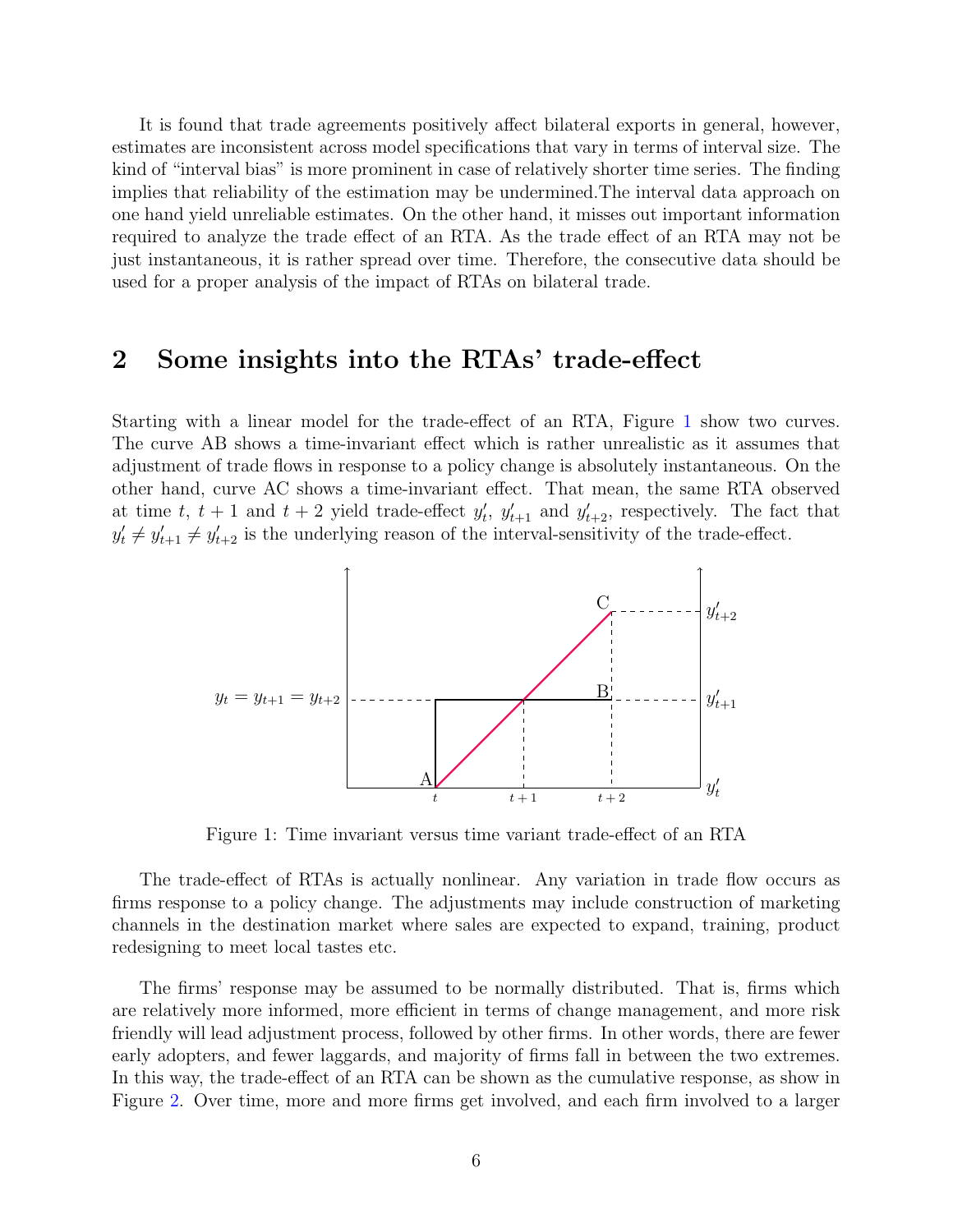It is found that trade agreements positively affect bilateral exports in general, however, estimates are inconsistent across model specifications that vary in terms of interval size. The kind of "interval bias" is more prominent in case of relatively shorter time series. The finding implies that reliability of the estimation may be undermined.The interval data approach on one hand yield unreliable estimates. On the other hand, it misses out important information required to analyze the trade effect of an RTA. As the trade effect of an RTA may not be just instantaneous, it is rather spread over time. Therefore, the consecutive data should be used for a proper analysis of the impact of RTAs on bilateral trade.

## 2 Some insights into the RTAs' trade-effect

Starting with a linear model for the trade-effect of an RTA, Figure 1 show two curves. The curve AB shows a time-invariant effect which is rather unrealistic as it assumes that adjustment of trade flows in response to a policy change is absolutely instantaneous. On the other hand, curve AC shows a time-invariant effect. That mean, the same RTA observed at time $t$, $t+1$ and $t+2$ yield trade-effect $y'_t$, $y'_{t+1}$ and $y'_{t+2}$, respectively. The fact that $y'_t \neq y'_{t+1} \neq y'_{t+2}$ is the underlying reason of the interval-sensitivity of the trade-effect.

Figure 1: Time invariant versus time variant trade-effect of an RTA

The trade-effect of RTAs is actually nonlinear. Any variation in trade flow occurs as firms response to a policy change. The adjustments may include construction of marketing channels in the destination market where sales are expected to expand, training, product redesigning to meet local tastes etc.

The firms' response may be assumed to be normally distributed. That is, firms which are relatively more informed, more efficient in terms of change management, and more risk friendly will lead adjustment process, followed by other firms. In other words, there are fewer early adopters, and fewer laggards, and majority of firms fall in between the two extremes. In this way, the trade-effect of an RTA can be shown as the cumulative response, as show in Figure 2. Over time, more and more firms get involved, and each firm involved to a larger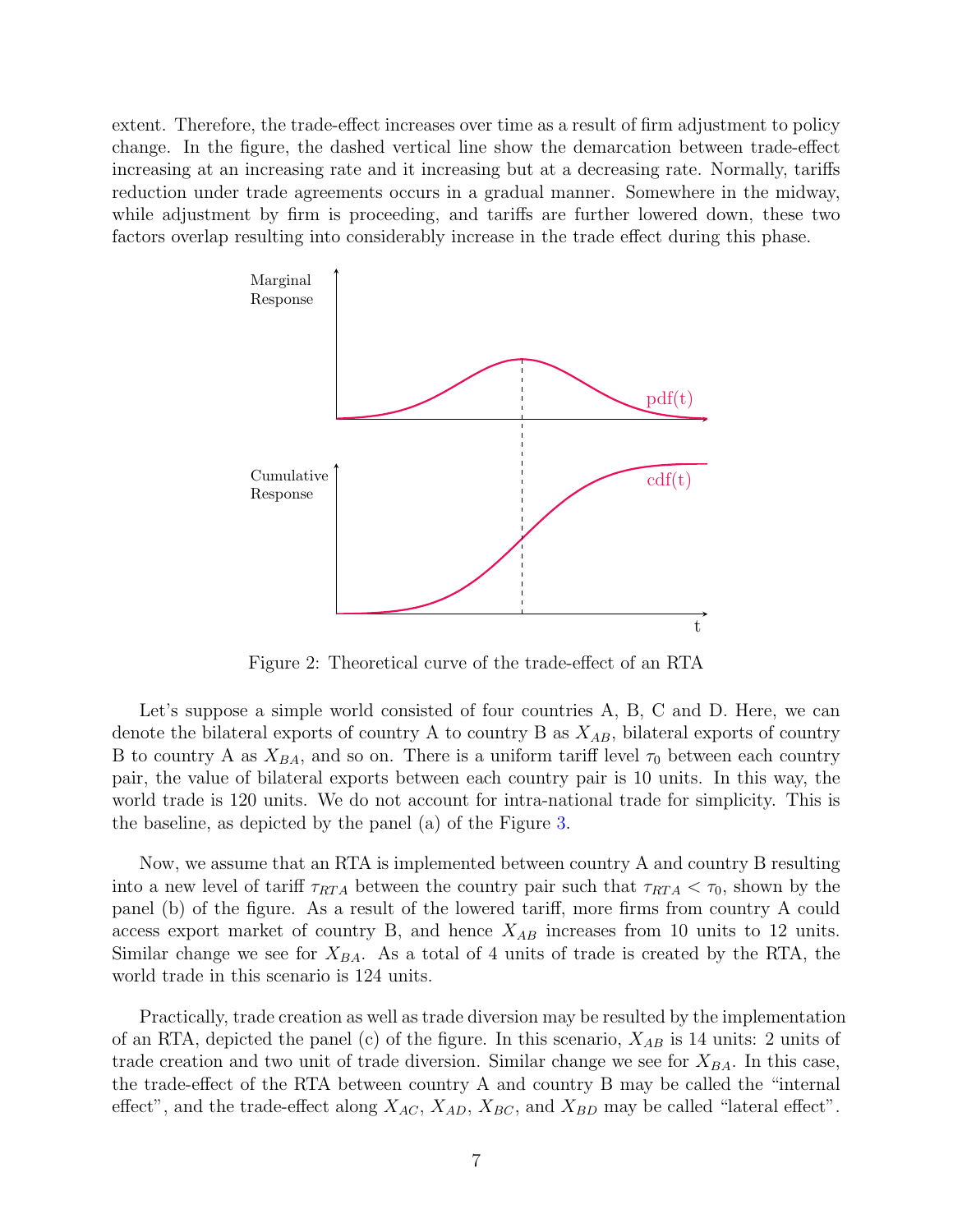extent. Therefore, the trade-effect increases over time as a result of firm adjustment to policy change. In the figure, the dashed vertical line show the demarcation between trade-effect increasing at an increasing rate and it increasing but at a decreasing rate. Normally, tariffs reduction under trade agreements occurs in a gradual manner. Somewhere in the midway, while adjustment by firm is proceeding, and tariffs are further lowered down, these two factors overlap resulting into considerably increase in the trade effect during this phase.

Figure 2: Theoretical curve of the trade-effect of an RTA

Let's suppose a simple world consisted of four countries A, B, C and D. Here, we can denote the bilateral exports of country A to country B as $X_{AB}$, bilateral exports of country B to country A as $X_{BA}$, and so on. There is a uniform tariff level $\tau_0$ between each country pair, the value of bilateral exports between each country pair is 10 units. In this way, the world trade is 120 units. We do not account for intra-national trade for simplicity. This is the baseline, as depicted by the panel (a) of the Figure 3.

Now, we assume that an RTA is implemented between country A and country B resulting into a new level of tariff $\tau_{RTA}$ between the country pair such that $\tau_{RTA} < \tau_0$, shown by the panel (b) of the figure. As a result of the lowered tariff, more firms from country A could access export market of country B, and hence $X_{AB}$ increases from 10 units to 12 units. Similar change we see for $X_{BA}$. As a total of 4 units of trade is created by the RTA, the world trade in this scenario is 124 units.

Practically, trade creation as well as trade diversion may be resulted by the implementation of an RTA, depicted the panel (c) of the figure. In this scenario, $X_{AB}$ is 14 units: 2 units of trade creation and two unit of trade diversion. Similar change we see for $X_{BA}$. In this case, the trade-effect of the RTA between country A and country B may be called the "internal effect", and the trade-effect along $X_{AC}$, $X_{AD}$, $X_{BC}$, and $X_{BD}$ may be called "lateral effect".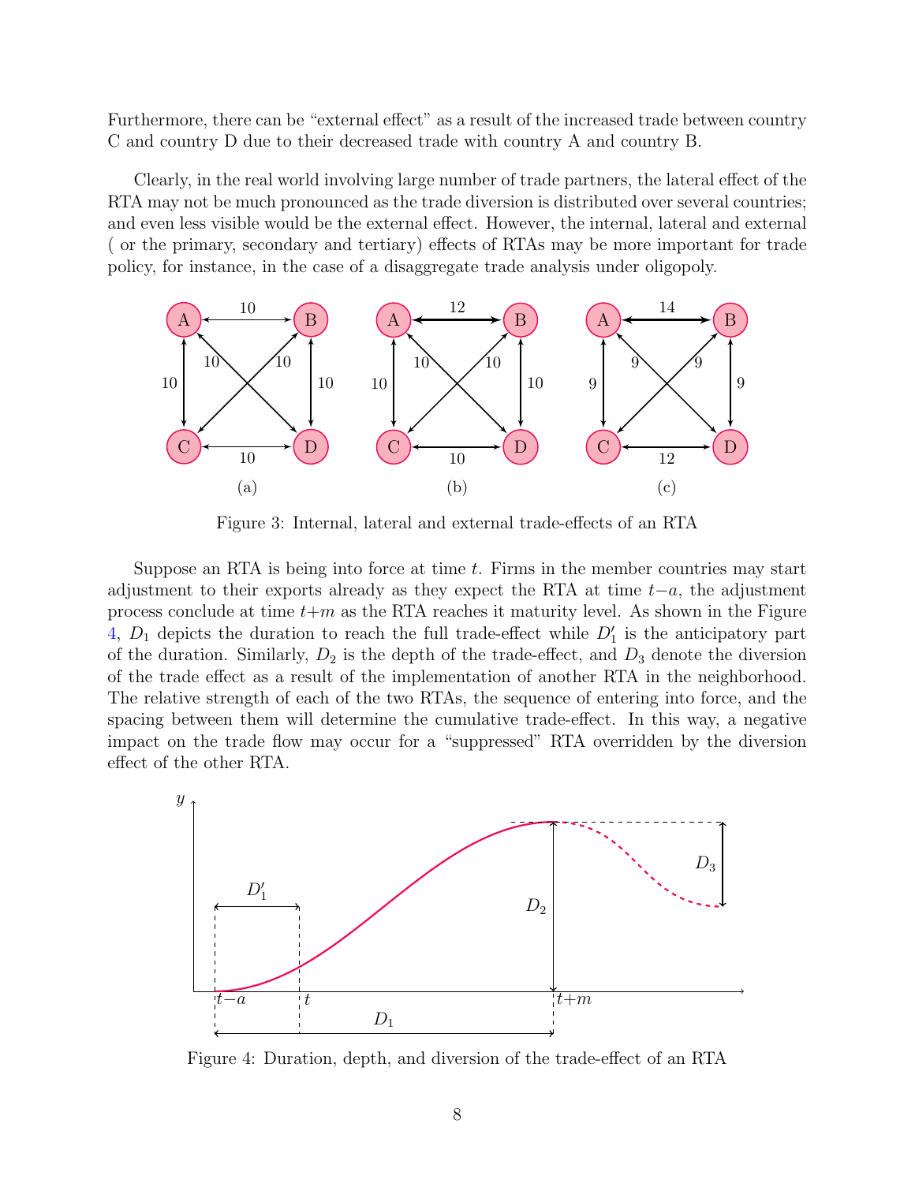Furthermore, there can be "external effect" as a result of the increased trade between country C and country D due to their decreased trade with country A and country B.

Clearly, in the real world involving large number of trade partners, the lateral effect of the RTA may not be much pronounced as the trade diversion is distributed over several countries; and even less visible would be the external effect. However, the internal, lateral and external ( or the primary, secondary and tertiary) effects of RTAs may be more important for trade policy, for instance, in the case of a disaggregate trade analysis under oligopoly.

Figure 3: Internal, lateral and external trade-effects of an RTA

Suppose an RTA is being into force at time $t$. Firms in the member countries may start adjustment to their exports already as they expect the RTA at time $t-a$, the adjustment process conclude at time $t+m$ as the RTA reaches it maturity level. As shown in the Figure 4, $D_1$ depicts the duration to reach the full trade-effect while $D_1'$ is the anticipatory part of the duration. Similarly, $D_2$ is the depth of the trade-effect, and $D_3$ denote the diversion of the trade effect as a result of the implementation of another RTA in the neighborhood. The relative strength of each of the two RTAs, the sequence of entering into force, and the spacing between them will determine the cumulative trade-effect. In this way, a negative impact on the trade flow may occur for a "suppressed" RTA overridden by the diversion effect of the other RTA.

Figure 4: Duration, depth, and diversion of the trade-effect of an RTA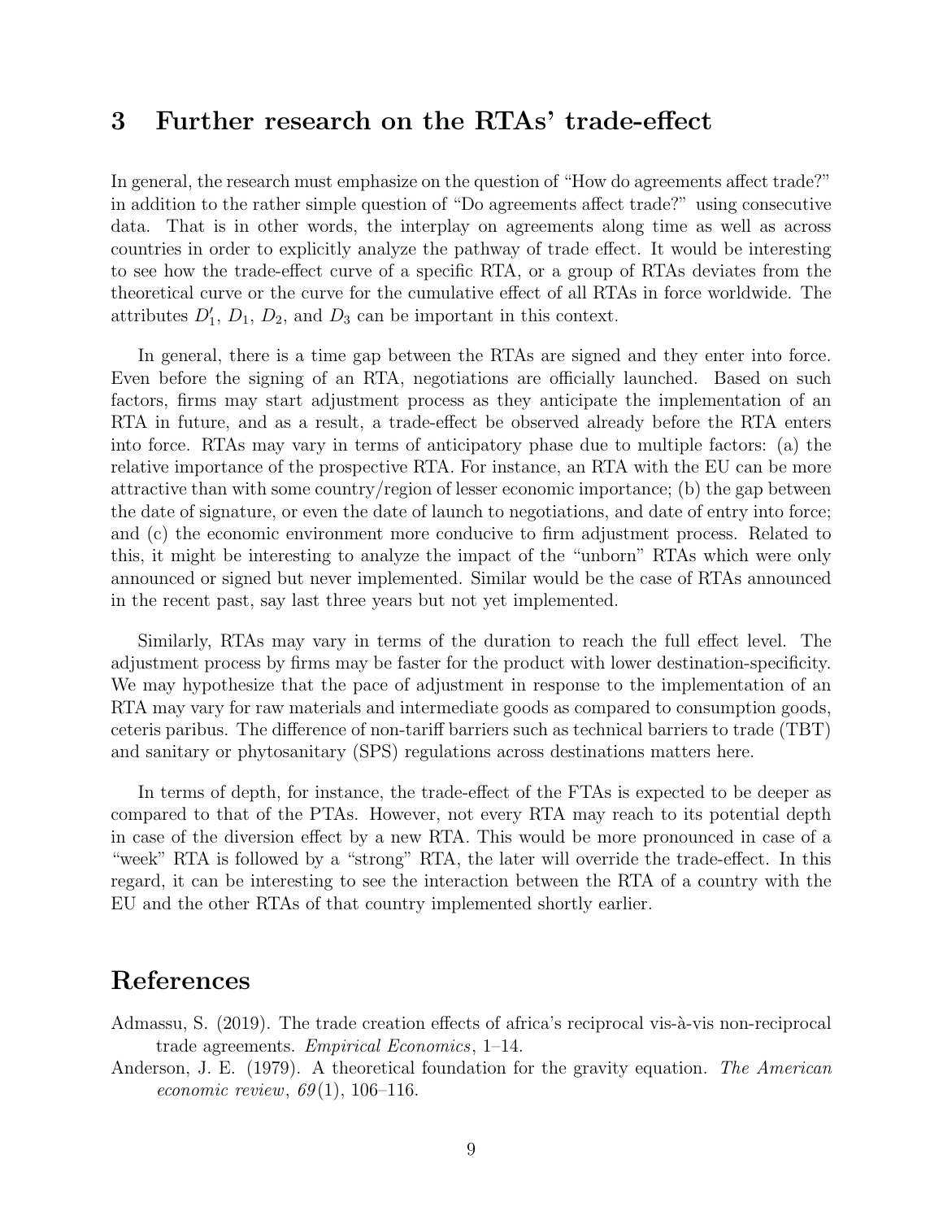## 3 Further research on the RTAs' trade-effect

In general, the research must emphasize on the question of "How do agreements affect trade?" in addition to the rather simple question of "Do agreements affect trade?" using consecutive data. That is in other words, the interplay on agreements along time as well as across countries in order to explicitly analyze the pathway of trade effect. It would be interesting to see how the trade-effect curve of a specific RTA, or a group of RTAs deviates from the theoretical curve or the curve for the cumulative effect of all RTAs in force worldwide. The attributes $D_1'$, $D_1$, $D_2$, and $D_3$ can be important in this context.

In general, there is a time gap between the RTAs are signed and they enter into force. Even before the signing of an RTA, negotiations are officially launched. Based on such factors, firms may start adjustment process as they anticipate the implementation of an RTA in future, and as a result, a trade-effect be observed already before the RTA enters into force. RTAs may vary in terms of anticipatory phase due to multiple factors: (a) the relative importance of the prospective RTA. For instance, an RTA with the EU can be more attractive than with some country/region of lesser economic importance; (b) the gap between the date of signature, or even the date of launch to negotiations, and date of entry into force; and (c) the economic environment more conducive to firm adjustment process. Related to this, it might be interesting to analyze the impact of the "unborn" RTAs which were only announced or signed but never implemented. Similar would be the case of RTAs announced in the recent past, say last three years but not yet implemented.

Similarly, RTAs may vary in terms of the duration to reach the full effect level. The adjustment process by firms may be faster for the product with lower destination-specificity. We may hypothesize that the pace of adjustment in response to the implementation of an RTA may vary for raw materials and intermediate goods as compared to consumption goods, ceteris paribus. The difference of non-tariff barriers such as technical barriers to trade (TBT) and sanitary or phytosanitary (SPS) regulations across destinations matters here.

In terms of depth, for instance, the trade-effect of the FTAs is expected to be deeper as compared to that of the PTAs. However, not every RTA may reach to its potential depth in case of the diversion effect by a new RTA. This would be more pronounced in case of a "week" RTA is followed by a "strong" RTA, the later will override the trade-effect. In this regard, it can be interesting to see the interaction between the RTA of a country with the EU and the other RTAs of that country implemented shortly earlier.

# References

Admassu, S. (2019). The trade creation effects of africa's reciprocal vis-à-vis non-reciprocal trade agreements. *Empirical Economics*, 1–14.

Anderson, J. E. (1979). A theoretical foundation for the gravity equation. *The American economic review*, *69*(1), 106–116.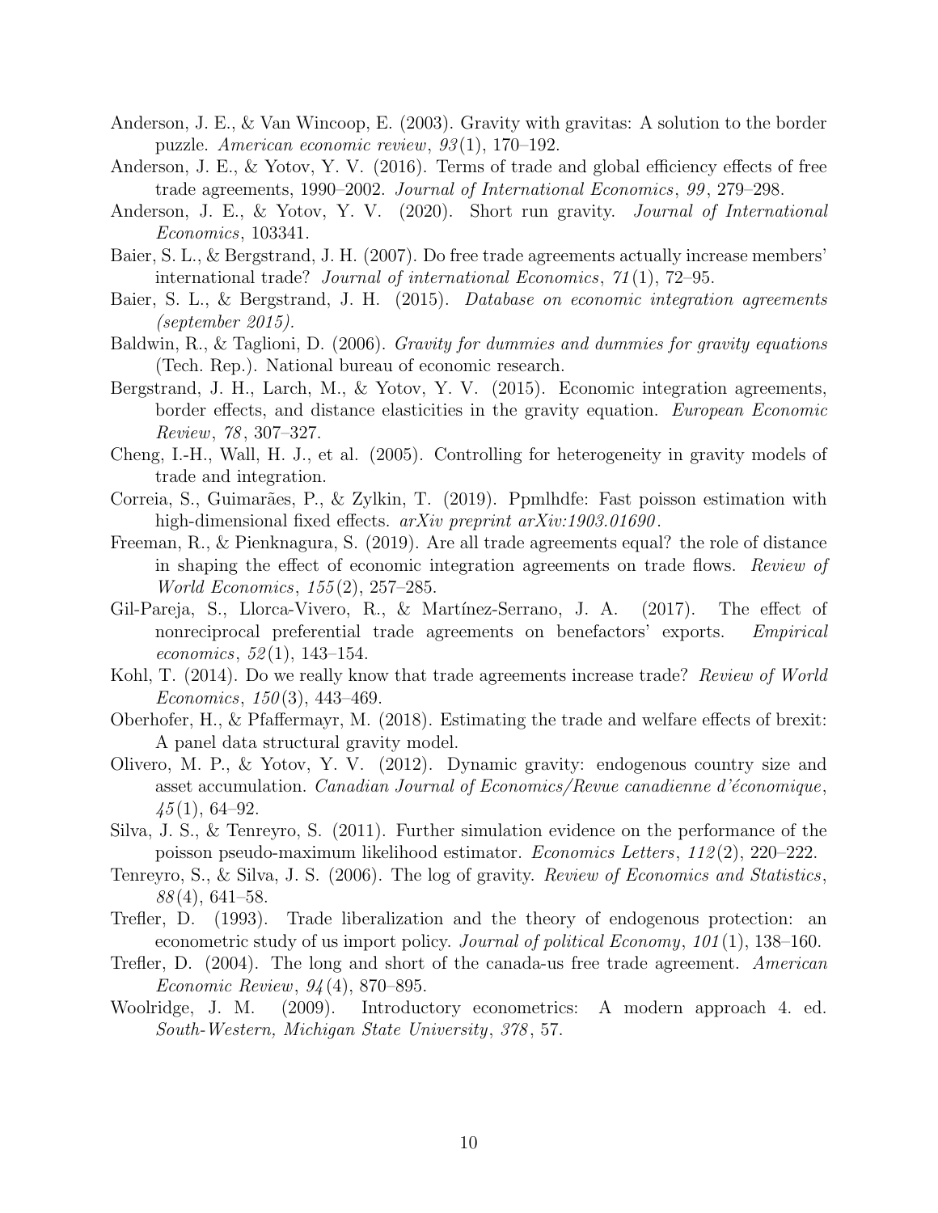Anderson, J. E., & Van Wincoop, E. (2003). Gravity with gravitas: A solution to the border puzzle. *American economic review*, *93*(1), 170–192.

Anderson, J. E., & Yotov, Y. V. (2016). Terms of trade and global efficiency effects of free trade agreements, 1990–2002. *Journal of International Economics*, *99*, 279–298.

Anderson, J. E., & Yotov, Y. V. (2020). Short run gravity. *Journal of International Economics*, 103341.

Baier, S. L., & Bergstrand, J. H. (2007). Do free trade agreements actually increase members' international trade? *Journal of international Economics*, *71*(1), 72–95.

Baier, S. L., & Bergstrand, J. H. (2015). *Database on economic integration agreements (september 2015).*

Baldwin, R., & Taglioni, D. (2006). *Gravity for dummies and dummies for gravity equations* (Tech. Rep.). National bureau of economic research.

Bergstrand, J. H., Larch, M., & Yotov, Y. V. (2015). Economic integration agreements, border effects, and distance elasticities in the gravity equation. *European Economic Review*, *78*, 307–327.

Cheng, I.-H., Wall, H. J., et al. (2005). Controlling for heterogeneity in gravity models of trade and integration.

Correia, S., Guimarães, P., & Zylkin, T. (2019). Ppmlhdfe: Fast poisson estimation with high-dimensional fixed effects. *arXiv preprint arXiv:1903.01690*.

Freeman, R., & Pienknagura, S. (2019). Are all trade agreements equal? the role of distance in shaping the effect of economic integration agreements on trade flows. *Review of World Economics*, *155*(2), 257–285.

Gil-Pareja, S., Llorca-Vivero, R., & Martínez-Serrano, J. A. (2017). The effect of nonreciprocal preferential trade agreements on benefactors' exports. *Empirical economics*, *52*(1), 143–154.

Kohl, T. (2014). Do we really know that trade agreements increase trade? *Review of World Economics*, *150*(3), 443–469.

Oberhofer, H., & Pfaffermayr, M. (2018). Estimating the trade and welfare effects of brexit: A panel data structural gravity model.

Olivero, M. P., & Yotov, Y. V. (2012). Dynamic gravity: endogenous country size and asset accumulation. *Canadian Journal of Economics/Revue canadienne d'économique*, *45*(1), 64–92.

Silva, J. S., & Tenreyro, S. (2011). Further simulation evidence on the performance of the poisson pseudo-maximum likelihood estimator. *Economics Letters*, *112*(2), 220–222.

Tenreyro, S., & Silva, J. S. (2006). The log of gravity. *Review of Economics and Statistics*, *88*(4), 641–58.

Trefler, D. (1993). Trade liberalization and the theory of endogenous protection: an econometric study of us import policy. *Journal of political Economy*, *101*(1), 138–160.

Trefler, D. (2004). The long and short of the canada-us free trade agreement. *American Economic Review*, *94*(4), 870–895.

Woolridge, J. M. (2009). Introductory econometrics: A modern approach 4. ed. *South-Western, Michigan State University*, *378*, 57.